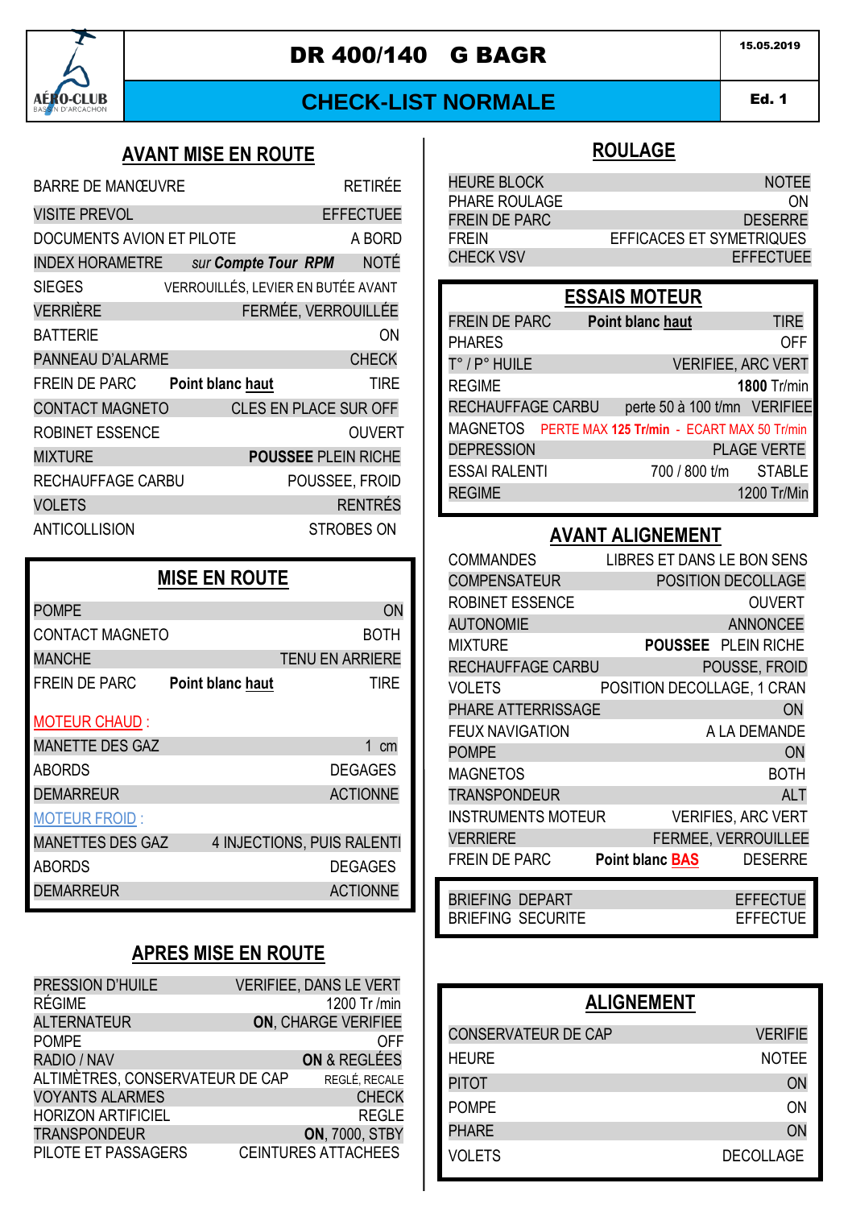# DR 400/140 G BAGR

**CHECK-LIST NORMALE**

15.05.2019 — Ed. 1

AÉRO-CLUB BASSIN D'ARCACHON

## AVANT MISE EN ROUTE

| | | |
|---|---|---|
| BARRE DE MANŒUVRE | | RETIRÉE |
| VISITE PREVOL | | EFFECTUEE |
| DOCUMENTS AVION ET PILOTE | | A BORD |
| INDEX HORAMETRE | *sur **Compte Tour RPM*** | NOTÉ |
| SIEGES | | VERROUILLÉS, LEVIER EN BUTÉE AVANT |
| VERRIÈRE | | FERMÉE, VERROUILLÉE |
| BATTERIE | | ON |
| PANNEAU D'ALARME | | CHECK |
| FREIN DE PARC | **Point blanc haut** | TIRE |
| CONTACT MAGNETO | | CLES EN PLACE SUR OFF |
| ROBINET ESSENCE | | OUVERT |
| MIXTURE | | **POUSSEE** PLEIN RICHE |
| RECHAUFFAGE CARBU | | POUSSEE, FROID |
| VOLETS | | RENTRÉS |
| ANTICOLLISION | | STROBES ON |

## MISE EN ROUTE

| | | |
|---|---|---|
| POMPE | | ON |
| CONTACT MAGNETO | | BOTH |
| MANCHE | | TENU EN ARRIERE |
| FREIN DE PARC | **Point blanc haut** | TIRE |
| MOTEUR CHAUD : | | |
| MANETTE DES GAZ | | 1 cm |
| ABORDS | | DEGAGES |
| DEMARREUR | | ACTIONNE |
| MOTEUR FROID : | | |
| MANETTES DES GAZ | | 4 INJECTIONS, PUIS RALENTI |
| ABORDS | | DEGAGES |
| DEMARREUR | | ACTIONNE |

## APRES MISE EN ROUTE

| | |
|---|---|
| PRESSION D'HUILE | VERIFIEE, DANS LE VERT |
| RÉGIME | 1200 Tr /min |
| ALTERNATEUR | **ON**, CHARGE VERIFIEE |
| POMPE | OFF |
| RADIO / NAV | **ON** & REGLÉES |
| ALTIMÈTRES, CONSERVATEUR DE CAP | REGLÉ, RECALE |
| VOYANTS ALARMES | CHECK |
| HORIZON ARTIFICIEL | REGLE |
| TRANSPONDEUR | **ON**, 7000, STBY |
| PILOTE ET PASSAGERS | CEINTURES ATTACHEES |

## ROULAGE

| | |
|---|---|
| HEURE BLOCK | NOTEE |
| PHARE ROULAGE | ON |
| FREIN DE PARC | DESERRE |
| FREIN | EFFICACES ET SYMETRIQUES |
| CHECK VSV | EFFECTUEE |

## ESSAIS MOTEUR

| | | |
|---|---|---|
| FREIN DE PARC | **Point blanc haut** | TIRE |
| PHARES | | OFF |
| T° / P° HUILE | | VERIFIEE, ARC VERT |
| REGIME | | **1800** Tr/min |
| RECHAUFFAGE CARBU | perte 50 à 100 t/mn | VERIFIEE |
| MAGNETOS | PERTE MAX **125 Tr/min** - ECART MAX 50 Tr/min | |
| DEPRESSION | | PLAGE VERTE |
| ESSAI RALENTI | 700 / 800 t/m | STABLE |
| REGIME | | 1200 Tr/Min |

## AVANT ALIGNEMENT

| | | |
|---|---|---|
| COMMANDES | | LIBRES ET DANS LE BON SENS |
| COMPENSATEUR | | POSITION DECOLLAGE |
| ROBINET ESSENCE | | OUVERT |
| AUTONOMIE | | ANNONCEE |
| MIXTURE | | **POUSSEE** PLEIN RICHE |
| RECHAUFFAGE CARBU | | POUSSE, FROID |
| VOLETS | | POSITION DECOLLAGE, 1 CRAN |
| PHARE ATTERRISSAGE | | ON |
| FEUX NAVIGATION | | A LA DEMANDE |
| POMPE | | ON |
| MAGNETOS | | BOTH |
| TRANSPONDEUR | | ALT |
| INSTRUMENTS MOTEUR | | VERIFIES, ARC VERT |
| VERRIERE | | FERMEE, VERROUILLEE |
| FREIN DE PARC | **Point blanc BAS** | DESERRE |

| | |
|---|---|
| BRIEFING DEPART | EFFECTUE |
| BRIEFING SECURITE | EFFECTUE |

## ALIGNEMENT

| | |
|---|---|
| CONSERVATEUR DE CAP | VERIFIE |
| HEURE | NOTEE |
| PITOT | ON |
| POMPE | ON |
| PHARE | ON |
| VOLETS | DECOLLAGE |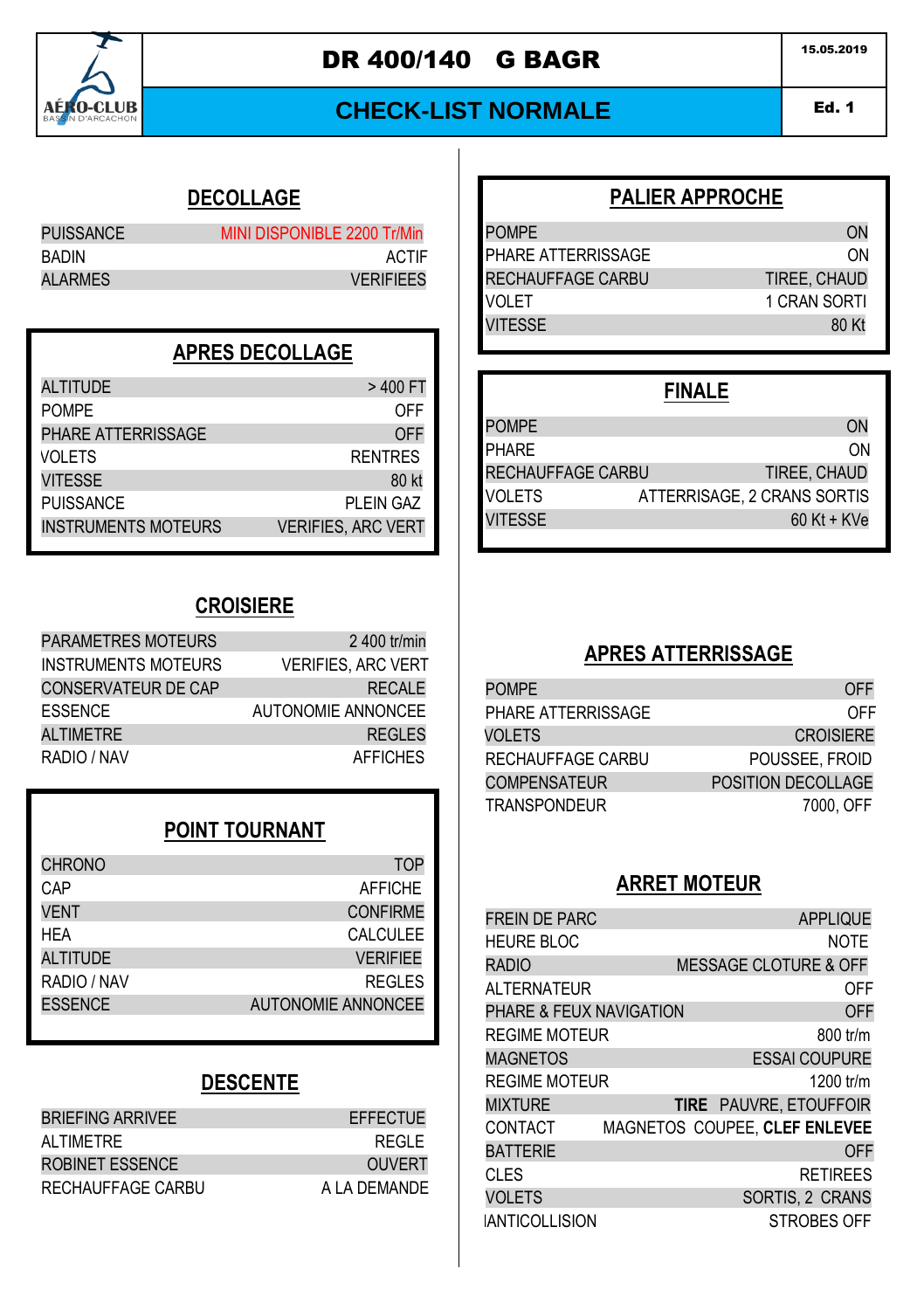# DR 400/140 G BAGR

## CHECK-LIST NORMALE

15.05.2019

Ed. 1

### DECOLLAGE

| | |
|---|---|
| PUISSANCE | MINI DISPONIBLE 2200 Tr/Min |
| BADIN | ACTIF |
| ALARMES | VERIFIEES |

### APRES DECOLLAGE

| | |
|---|---|
| ALTITUDE | > 400 FT |
| POMPE | OFF |
| PHARE ATTERRISSAGE | OFF |
| VOLETS | RENTRES |
| VITESSE | 80 kt |
| PUISSANCE | PLEIN GAZ |
| INSTRUMENTS MOTEURS | VERIFIES, ARC VERT |

### CROISIERE

| | |
|---|---|
| PARAMETRES MOTEURS | 2 400 tr/min |
| INSTRUMENTS MOTEURS | VERIFIES, ARC VERT |
| CONSERVATEUR DE CAP | RECALE |
| ESSENCE | AUTONOMIE ANNONCEE |
| ALTIMETRE | REGLES |
| RADIO / NAV | AFFICHES |

### POINT TOURNANT

| | |
|---|---|
| CHRONO | TOP |
| CAP | AFFICHE |
| VENT | CONFIRME |
| HEA | CALCULEE |
| ALTITUDE | VERIFIEE |
| RADIO / NAV | REGLES |
| ESSENCE | AUTONOMIE ANNONCEE |

### DESCENTE

| | |
|---|---|
| BRIEFING ARRIVEE | EFFECTUE |
| ALTIMETRE | REGLE |
| ROBINET ESSENCE | OUVERT |
| RECHAUFFAGE CARBU | A LA DEMANDE |

### PALIER APPROCHE

| | |
|---|---|
| POMPE | ON |
| PHARE ATTERRISSAGE | ON |
| RECHAUFFAGE CARBU | TIREE, CHAUD |
| VOLET | 1 CRAN SORTI |
| VITESSE | 80 Kt |

### FINALE

| | |
|---|---|
| POMPE | ON |
| PHARE | ON |
| RECHAUFFAGE CARBU | TIREE, CHAUD |
| VOLETS | ATTERRISSAGE, 2 CRANS SORTIS |
| VITESSE | 60 Kt + KVe |

### APRES ATTERRISSAGE

| | |
|---|---|
| POMPE | OFF |
| PHARE ATTERRISSAGE | OFF |
| VOLETS | CROISIERE |
| RECHAUFFAGE CARBU | POUSSEE, FROID |
| COMPENSATEUR | POSITION DECOLLAGE |
| TRANSPONDEUR | 7000, OFF |

### ARRET MOTEUR

| | |
|---|---|
| FREIN DE PARC | APPLIQUE |
| HEURE BLOC | NOTE |
| RADIO | MESSAGE CLOTURE & OFF |
| ALTERNATEUR | OFF |
| PHARE & FEUX NAVIGATION | OFF |
| REGIME MOTEUR | 800 tr/m |
| MAGNETOS | ESSAI COUPURE |
| REGIME MOTEUR | 1200 tr/m |
| MIXTURE | **TIRE** PAUVRE, ETOUFFOIR |
| CONTACT | MAGNETOS COUPEE, **CLEF ENLEVEE** |
| BATTERIE | OFF |
| CLES | RETIREES |
| VOLETS | SORTIS, 2 CRANS |
| ANTICOLLISION | STROBES OFF |